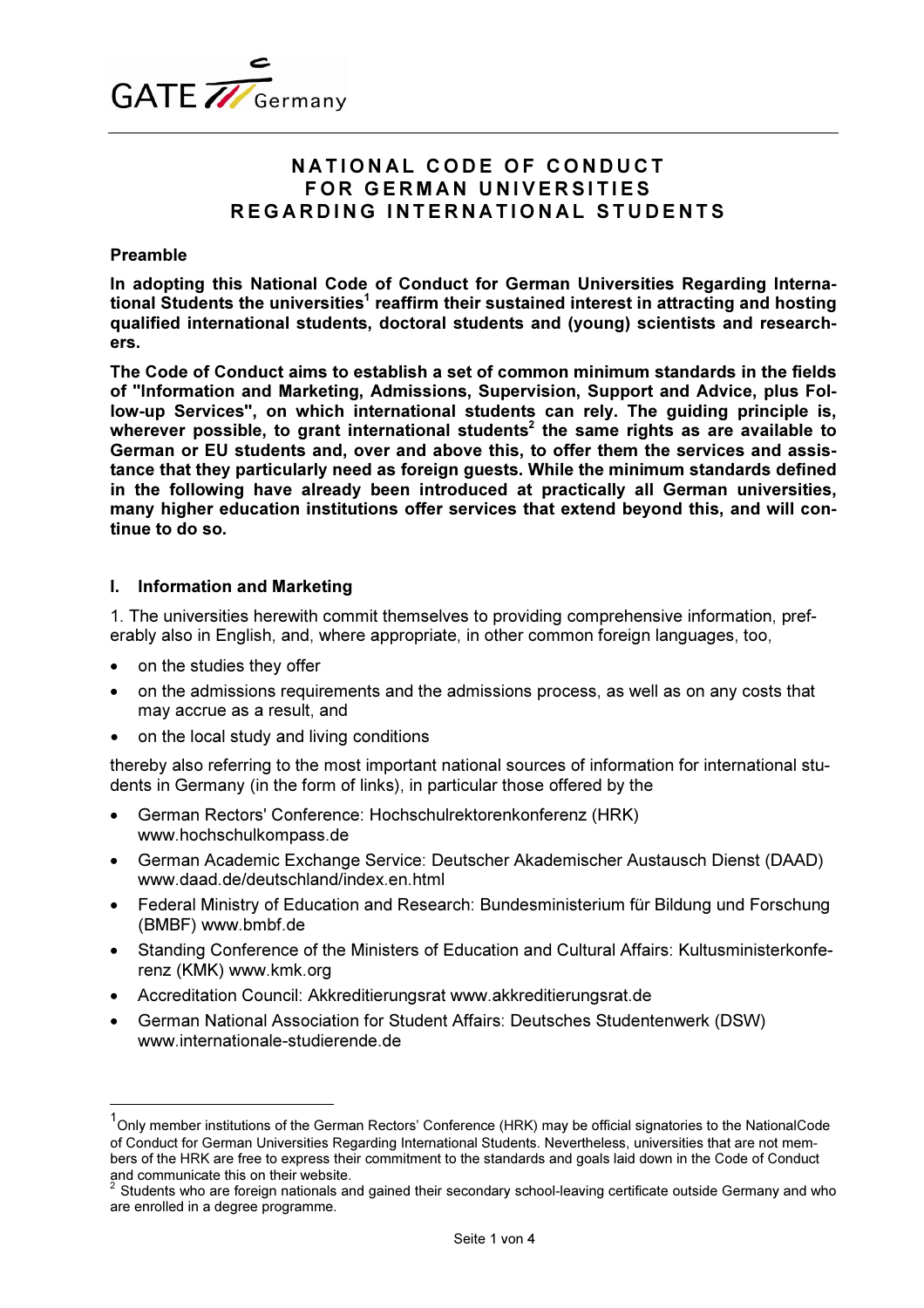# NATIONAL CODE OF CONDUCT FOR GERMAN UNIVERSITIES REGARDING INTERNATIONAL STUDENTS

## Preamble

**In adopting this National Code of Conduct for German Universities Regarding International Students the universities[1] reaffirm their sustained interest in attracting and hosting qualified international students, doctoral students and (young) scientists and researchers.**

**The Code of Conduct aims to establish a set of common minimum standards in the fields of "Information and Marketing, Admissions, Supervision, Support and Advice, plus Follow-up Services", on which international students can rely. The guiding principle is, wherever possible, to grant international students[2] the same rights as are available to German or EU students and, over and above this, to offer them the services and assistance that they particularly need as foreign guests. While the minimum standards defined in the following have already been introduced at practically all German universities, many higher education institutions offer services that extend beyond this, and will continue to do so.**

## I. Information and Marketing

1. The universities herewith commit themselves to providing comprehensive information, preferably also in English, and, where appropriate, in other common foreign languages, too,

- on the studies they offer
- on the admissions requirements and the admissions process, as well as on any costs that may accrue as a result, and
- on the local study and living conditions

thereby also referring to the most important national sources of information for international students in Germany (in the form of links), in particular those offered by the

- German Rectors' Conference: Hochschulrektorenkonferenz (HRK) www.hochschulkompass.de
- German Academic Exchange Service: Deutscher Akademischer Austausch Dienst (DAAD) www.daad.de/deutschland/index.en.html
- Federal Ministry of Education and Research: Bundesministerium für Bildung und Forschung (BMBF) www.bmbf.de
- Standing Conference of the Ministers of Education and Cultural Affairs: Kultusministerkonferenz (KMK) www.kmk.org
- Accreditation Council: Akkreditierungsrat www.akkreditierungsrat.de
- German National Association for Student Affairs: Deutsches Studentenwerk (DSW) www.internationale-studierende.de

---

[1] Only member institutions of the German Rectors' Conference (HRK) may be official signatories to the NationalCode of Conduct for German Universities Regarding International Students. Nevertheless, universities that are not members of the HRK are free to express their commitment to the standards and goals laid down in the Code of Conduct and communicate this on their website.

[2] Students who are foreign nationals and gained their secondary school-leaving certificate outside Germany and who are enrolled in a degree programme.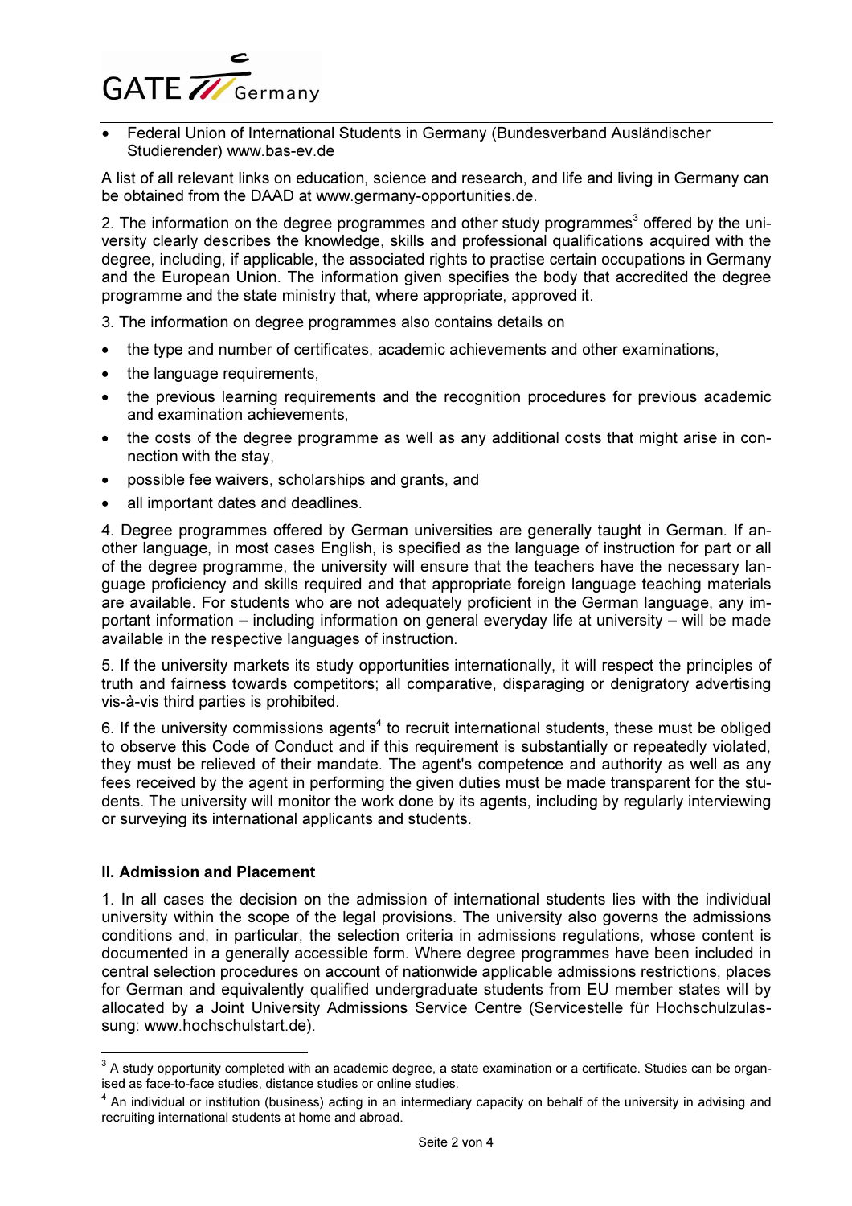- Federal Union of International Students in Germany (Bundesverband Ausländischer Studierender) www.bas-ev.de

A list of all relevant links on education, science and research, and life and living in Germany can be obtained from the DAAD at www.germany-opportunities.de.

2. The information on the degree programmes and other study programmes[3] offered by the university clearly describes the knowledge, skills and professional qualifications acquired with the degree, including, if applicable, the associated rights to practise certain occupations in Germany and the European Union. The information given specifies the body that accredited the degree programme and the state ministry that, where appropriate, approved it.

3. The information on degree programmes also contains details on

- the type and number of certificates, academic achievements and other examinations,
- the language requirements,
- the previous learning requirements and the recognition procedures for previous academic and examination achievements,
- the costs of the degree programme as well as any additional costs that might arise in connection with the stay,
- possible fee waivers, scholarships and grants, and
- all important dates and deadlines.

4. Degree programmes offered by German universities are generally taught in German. If another language, in most cases English, is specified as the language of instruction for part or all of the degree programme, the university will ensure that the teachers have the necessary language proficiency and skills required and that appropriate foreign language teaching materials are available. For students who are not adequately proficient in the German language, any important information – including information on general everyday life at university – will be made available in the respective languages of instruction.

5. If the university markets its study opportunities internationally, it will respect the principles of truth and fairness towards competitors; all comparative, disparaging or denigratory advertising vis-à-vis third parties is prohibited.

6. If the university commissions agents[4] to recruit international students, these must be obliged to observe this Code of Conduct and if this requirement is substantially or repeatedly violated, they must be relieved of their mandate. The agent's competence and authority as well as any fees received by the agent in performing the given duties must be made transparent for the students. The university will monitor the work done by its agents, including by regularly interviewing or surveying its international applicants and students.

### II. Admission and Placement

1. In all cases the decision on the admission of international students lies with the individual university within the scope of the legal provisions. The university also governs the admissions conditions and, in particular, the selection criteria in admissions regulations, whose content is documented in a generally accessible form. Where degree programmes have been included in central selection procedures on account of nationwide applicable admissions restrictions, places for German and equivalently qualified undergraduate students from EU member states will by allocated by a Joint University Admissions Service Centre (Servicestelle für Hochschulzulassung: www.hochschulstart.de).

---

[3] A study opportunity completed with an academic degree, a state examination or a certificate. Studies can be organised as face-to-face studies, distance studies or online studies.

[4] An individual or institution (business) acting in an intermediary capacity on behalf of the university in advising and recruiting international students at home and abroad.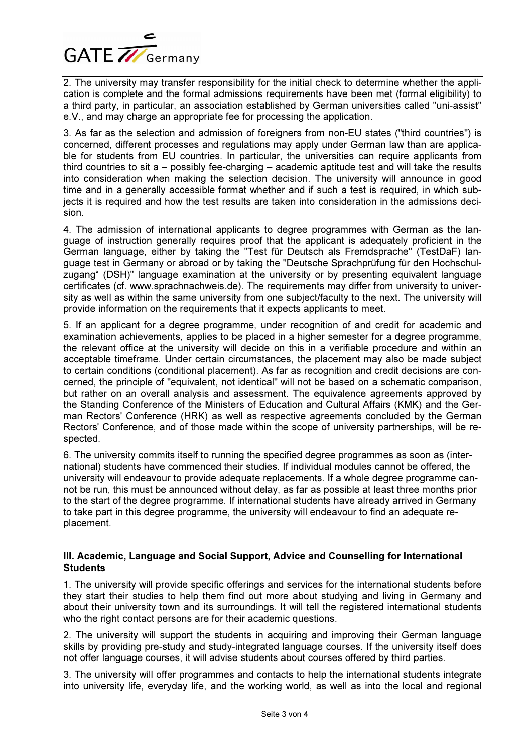2. The university may transfer responsibility for the initial check to determine whether the application is complete and the formal admissions requirements have been met (formal eligibility) to a third party, in particular, an association established by German universities called "uni-assist" e.V., and may charge an appropriate fee for processing the application.

3. As far as the selection and admission of foreigners from non-EU states ("third countries") is concerned, different processes and regulations may apply under German law than are applicable for students from EU countries. In particular, the universities can require applicants from third countries to sit a – possibly fee-charging – academic aptitude test and will take the results into consideration when making the selection decision. The university will announce in good time and in a generally accessible format whether and if such a test is required, in which subjects it is required and how the test results are taken into consideration in the admissions decision.

4. The admission of international applicants to degree programmes with German as the language of instruction generally requires proof that the applicant is adequately proficient in the German language, either by taking the "Test für Deutsch als Fremdsprache" (TestDaF) language test in Germany or abroad or by taking the "Deutsche Sprachprüfung für den Hochschulzugang" (DSH)" language examination at the university or by presenting equivalent language certificates (cf. www.sprachnachweis.de). The requirements may differ from university to university as well as within the same university from one subject/faculty to the next. The university will provide information on the requirements that it expects applicants to meet.

5. If an applicant for a degree programme, under recognition of and credit for academic and examination achievements, applies to be placed in a higher semester for a degree programme, the relevant office at the university will decide on this in a verifiable procedure and within an acceptable timeframe. Under certain circumstances, the placement may also be made subject to certain conditions (conditional placement). As far as recognition and credit decisions are concerned, the principle of "equivalent, not identical" will not be based on a schematic comparison, but rather on an overall analysis and assessment. The equivalence agreements approved by the Standing Conference of the Ministers of Education and Cultural Affairs (KMK) and the German Rectors' Conference (HRK) as well as respective agreements concluded by the German Rectors' Conference, and of those made within the scope of university partnerships, will be respected.

6. The university commits itself to running the specified degree programmes as soon as (international) students have commenced their studies. If individual modules cannot be offered, the university will endeavour to provide adequate replacements. If a whole degree programme cannot be run, this must be announced without delay, as far as possible at least three months prior to the start of the degree programme. If international students have already arrived in Germany to take part in this degree programme, the university will endeavour to find an adequate replacement.

### III. Academic, Language and Social Support, Advice and Counselling for International Students

1. The university will provide specific offerings and services for the international students before they start their studies to help them find out more about studying and living in Germany and about their university town and its surroundings. It will tell the registered international students who the right contact persons are for their academic questions.

2. The university will support the students in acquiring and improving their German language skills by providing pre-study and study-integrated language courses. If the university itself does not offer language courses, it will advise students about courses offered by third parties.

3. The university will offer programmes and contacts to help the international students integrate into university life, everyday life, and the working world, as well as into the local and regional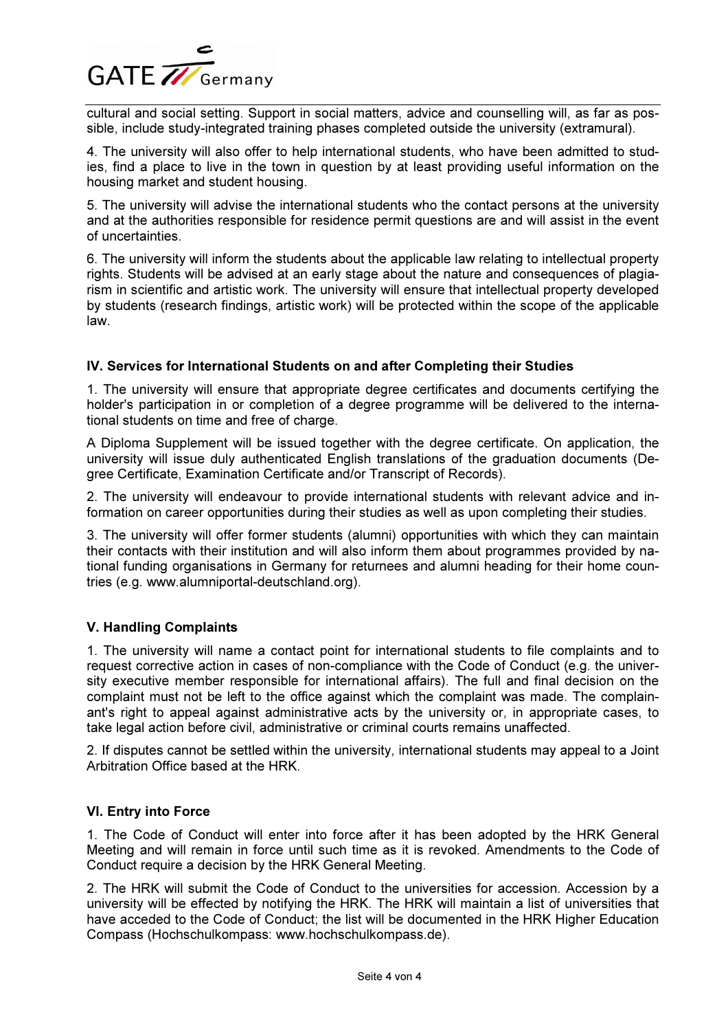cultural and social setting. Support in social matters, advice and counselling will, as far as possible, include study-integrated training phases completed outside the university (extramural).

4. The university will also offer to help international students, who have been admitted to studies, find a place to live in the town in question by at least providing useful information on the housing market and student housing.

5. The university will advise the international students who the contact persons at the university and at the authorities responsible for residence permit questions are and will assist in the event of uncertainties.

6. The university will inform the students about the applicable law relating to intellectual property rights. Students will be advised at an early stage about the nature and consequences of plagiarism in scientific and artistic work. The university will ensure that intellectual property developed by students (research findings, artistic work) will be protected within the scope of the applicable law.

## IV. Services for International Students on and after Completing their Studies

1. The university will ensure that appropriate degree certificates and documents certifying the holder's participation in or completion of a degree programme will be delivered to the international students on time and free of charge.

A Diploma Supplement will be issued together with the degree certificate. On application, the university will issue duly authenticated English translations of the graduation documents (Degree Certificate, Examination Certificate and/or Transcript of Records).

2. The university will endeavour to provide international students with relevant advice and information on career opportunities during their studies as well as upon completing their studies.

3. The university will offer former students (alumni) opportunities with which they can maintain their contacts with their institution and will also inform them about programmes provided by national funding organisations in Germany for returnees and alumni heading for their home countries (e.g. www.alumniportal-deutschland.org).

## V. Handling Complaints

1. The university will name a contact point for international students to file complaints and to request corrective action in cases of non-compliance with the Code of Conduct (e.g. the university executive member responsible for international affairs). The full and final decision on the complaint must not be left to the office against which the complaint was made. The complainant's right to appeal against administrative acts by the university or, in appropriate cases, to take legal action before civil, administrative or criminal courts remains unaffected.

2. If disputes cannot be settled within the university, international students may appeal to a Joint Arbitration Office based at the HRK.

## VI. Entry into Force

1. The Code of Conduct will enter into force after it has been adopted by the HRK General Meeting and will remain in force until such time as it is revoked. Amendments to the Code of Conduct require a decision by the HRK General Meeting.

2. The HRK will submit the Code of Conduct to the universities for accession. Accession by a university will be effected by notifying the HRK. The HRK will maintain a list of universities that have acceded to the Code of Conduct; the list will be documented in the HRK Higher Education Compass (Hochschulkompass: www.hochschulkompass.de).